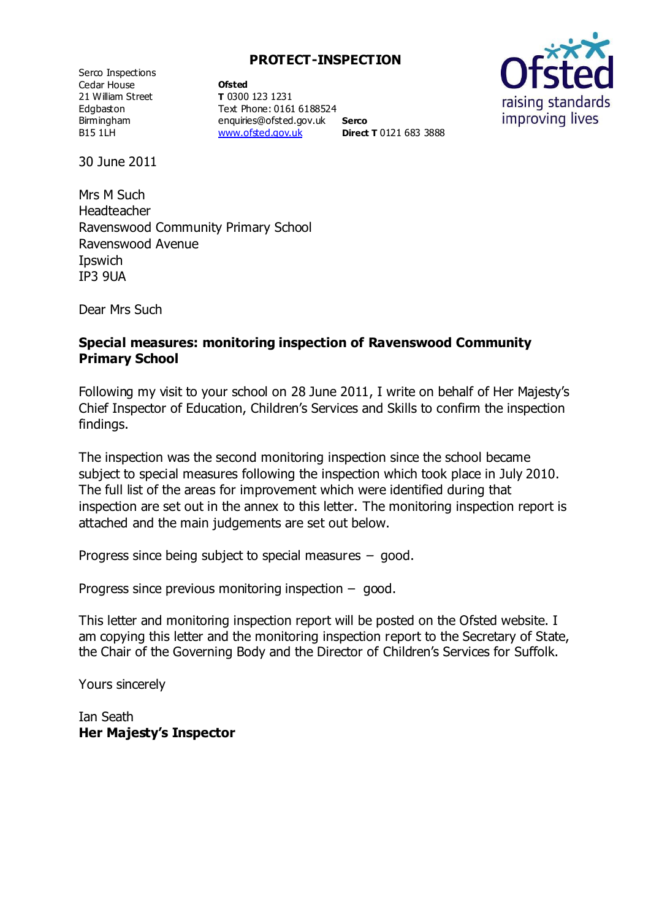**PROTECT-INSPECTION**

Serco Inspections
Cedar House
21 William Street
Edgbaston
Birmingham
B15 1LH

**Ofsted**
**T** 0300 123 1231
Text Phone: 0161 6188524
enquiries@ofsted.gov.uk
www.ofsted.gov.uk

**Serco**
**Direct T** 0121 683 3888

Ofsted
raising standards
improving lives

30 June 2011

Mrs M Such
Headteacher
Ravenswood Community Primary School
Ravenswood Avenue
Ipswich
IP3 9UA

Dear Mrs Such

**Special measures: monitoring inspection of Ravenswood Community Primary School**

Following my visit to your school on 28 June 2011, I write on behalf of Her Majesty's Chief Inspector of Education, Children's Services and Skills to confirm the inspection findings.

The inspection was the second monitoring inspection since the school became subject to special measures following the inspection which took place in July 2010. The full list of the areas for improvement which were identified during that inspection are set out in the annex to this letter. The monitoring inspection report is attached and the main judgements are set out below.

Progress since being subject to special measures – good.

Progress since previous monitoring inspection – good.

This letter and monitoring inspection report will be posted on the Ofsted website. I am copying this letter and the monitoring inspection report to the Secretary of State, the Chair of the Governing Body and the Director of Children's Services for Suffolk.

Yours sincerely

Ian Seath
**Her Majesty's Inspector**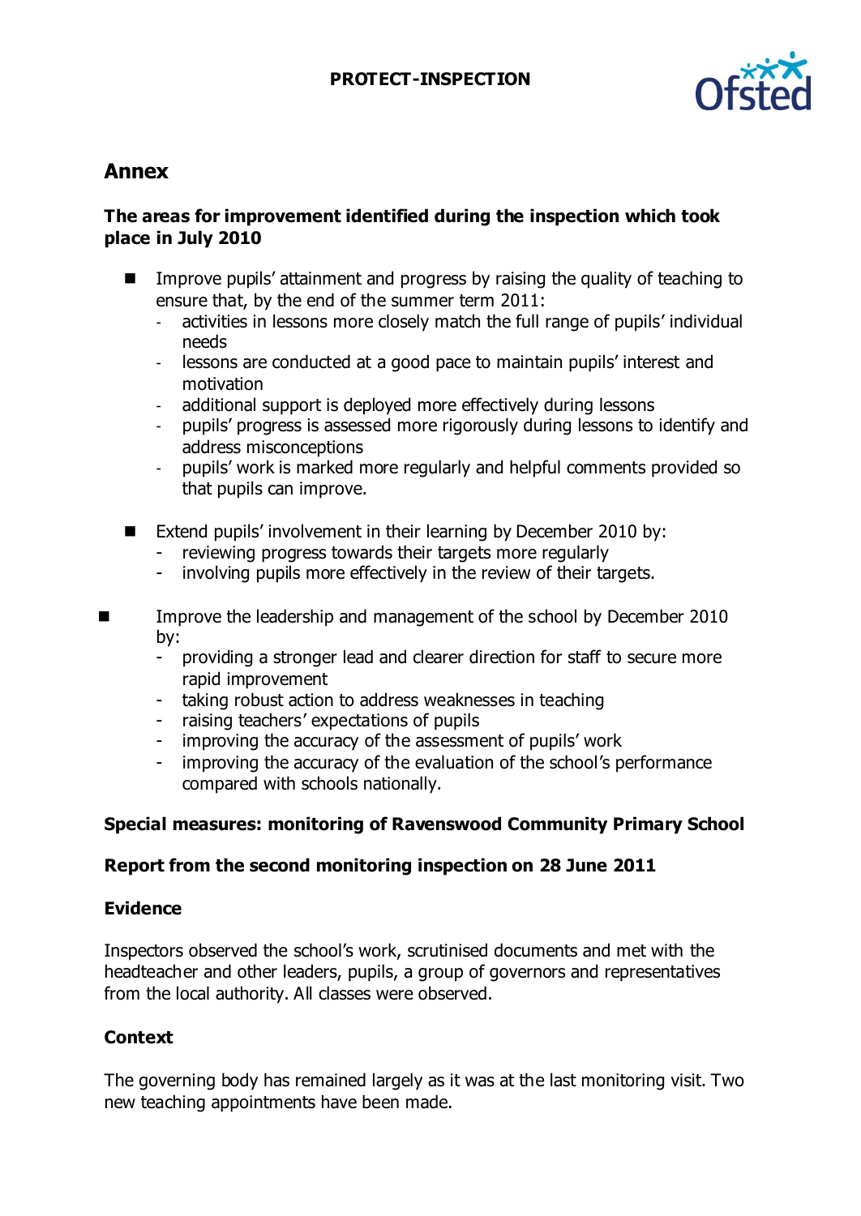## Annex

### The areas for improvement identified during the inspection which took place in July 2010

- Improve pupils' attainment and progress by raising the quality of teaching to ensure that, by the end of the summer term 2011:
  - activities in lessons more closely match the full range of pupils' individual needs
  - lessons are conducted at a good pace to maintain pupils' interest and motivation
  - additional support is deployed more effectively during lessons
  - pupils' progress is assessed more rigorously during lessons to identify and address misconceptions
  - pupils' work is marked more regularly and helpful comments provided so that pupils can improve.

- Extend pupils' involvement in their learning by December 2010 by:
  - reviewing progress towards their targets more regularly
  - involving pupils more effectively in the review of their targets.

- Improve the leadership and management of the school by December 2010 by:
  - providing a stronger lead and clearer direction for staff to secure more rapid improvement
  - taking robust action to address weaknesses in teaching
  - raising teachers' expectations of pupils
  - improving the accuracy of the assessment of pupils' work
  - improving the accuracy of the evaluation of the school's performance compared with schools nationally.

### Special measures: monitoring of Ravenswood Community Primary School

### Report from the second monitoring inspection on 28 June 2011

### Evidence

Inspectors observed the school's work, scrutinised documents and met with the headteacher and other leaders, pupils, a group of governors and representatives from the local authority. All classes were observed.

### Context

The governing body has remained largely as it was at the last monitoring visit. Two new teaching appointments have been made.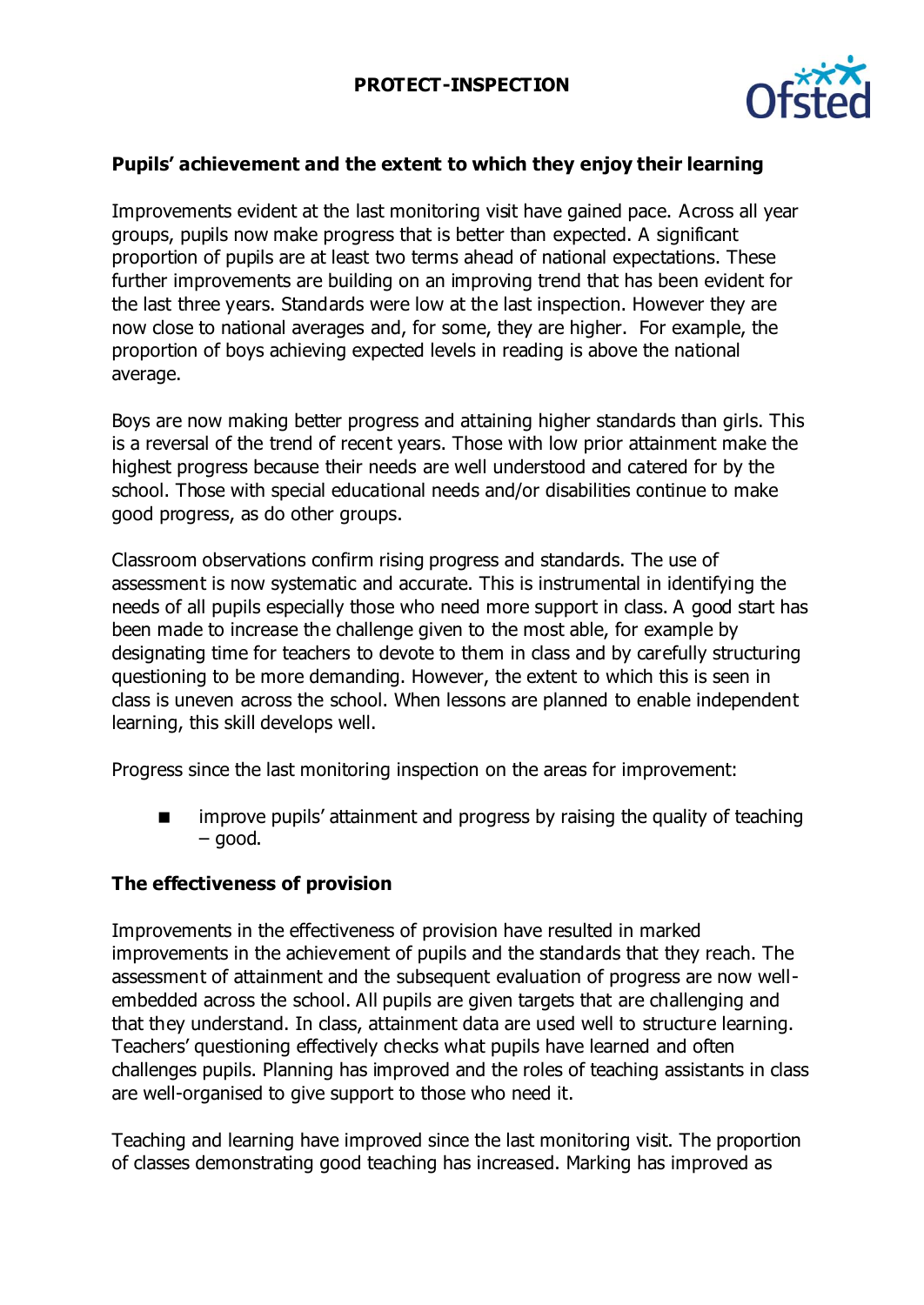## Pupils' achievement and the extent to which they enjoy their learning

Improvements evident at the last monitoring visit have gained pace. Across all year groups, pupils now make progress that is better than expected. A significant proportion of pupils are at least two terms ahead of national expectations. These further improvements are building on an improving trend that has been evident for the last three years. Standards were low at the last inspection. However they are now close to national averages and, for some, they are higher. For example, the proportion of boys achieving expected levels in reading is above the national average.

Boys are now making better progress and attaining higher standards than girls. This is a reversal of the trend of recent years. Those with low prior attainment make the highest progress because their needs are well understood and catered for by the school. Those with special educational needs and/or disabilities continue to make good progress, as do other groups.

Classroom observations confirm rising progress and standards. The use of assessment is now systematic and accurate. This is instrumental in identifying the needs of all pupils especially those who need more support in class. A good start has been made to increase the challenge given to the most able, for example by designating time for teachers to devote to them in class and by carefully structuring questioning to be more demanding. However, the extent to which this is seen in class is uneven across the school. When lessons are planned to enable independent learning, this skill develops well.

Progress since the last monitoring inspection on the areas for improvement:

- improve pupils' attainment and progress by raising the quality of teaching – good.

## The effectiveness of provision

Improvements in the effectiveness of provision have resulted in marked improvements in the achievement of pupils and the standards that they reach. The assessment of attainment and the subsequent evaluation of progress are now well-embedded across the school. All pupils are given targets that are challenging and that they understand. In class, attainment data are used well to structure learning. Teachers' questioning effectively checks what pupils have learned and often challenges pupils. Planning has improved and the roles of teaching assistants in class are well-organised to give support to those who need it.

Teaching and learning have improved since the last monitoring visit. The proportion of classes demonstrating good teaching has increased. Marking has improved as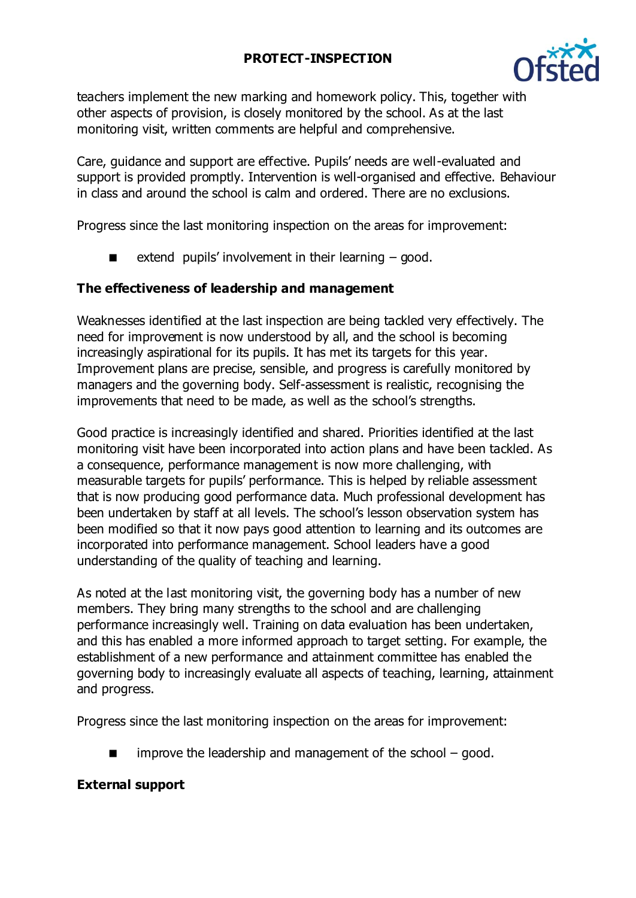teachers implement the new marking and homework policy. This, together with other aspects of provision, is closely monitored by the school. As at the last monitoring visit, written comments are helpful and comprehensive.

Care, guidance and support are effective. Pupils' needs are well-evaluated and support is provided promptly. Intervention is well-organised and effective. Behaviour in class and around the school is calm and ordered. There are no exclusions.

Progress since the last monitoring inspection on the areas for improvement:

- extend pupils' involvement in their learning – good.

### The effectiveness of leadership and management

Weaknesses identified at the last inspection are being tackled very effectively. The need for improvement is now understood by all, and the school is becoming increasingly aspirational for its pupils. It has met its targets for this year. Improvement plans are precise, sensible, and progress is carefully monitored by managers and the governing body. Self-assessment is realistic, recognising the improvements that need to be made, as well as the school's strengths.

Good practice is increasingly identified and shared. Priorities identified at the last monitoring visit have been incorporated into action plans and have been tackled. As a consequence, performance management is now more challenging, with measurable targets for pupils' performance. This is helped by reliable assessment that is now producing good performance data. Much professional development has been undertaken by staff at all levels. The school's lesson observation system has been modified so that it now pays good attention to learning and its outcomes are incorporated into performance management. School leaders have a good understanding of the quality of teaching and learning.

As noted at the last monitoring visit, the governing body has a number of new members. They bring many strengths to the school and are challenging performance increasingly well. Training on data evaluation has been undertaken, and this has enabled a more informed approach to target setting. For example, the establishment of a new performance and attainment committee has enabled the governing body to increasingly evaluate all aspects of teaching, learning, attainment and progress.

Progress since the last monitoring inspection on the areas for improvement:

- improve the leadership and management of the school – good.

### External support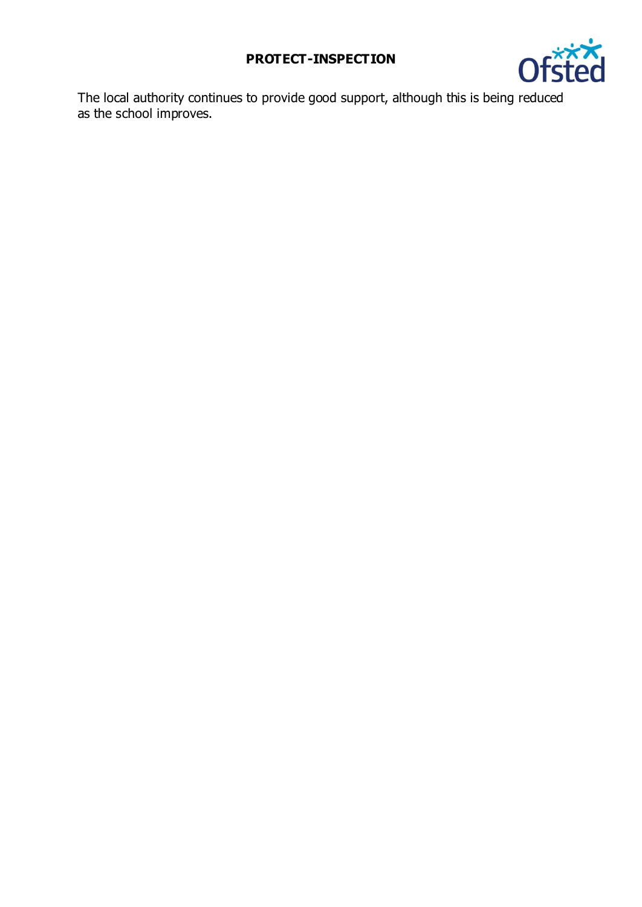The local authority continues to provide good support, although this is being reduced as the school improves.